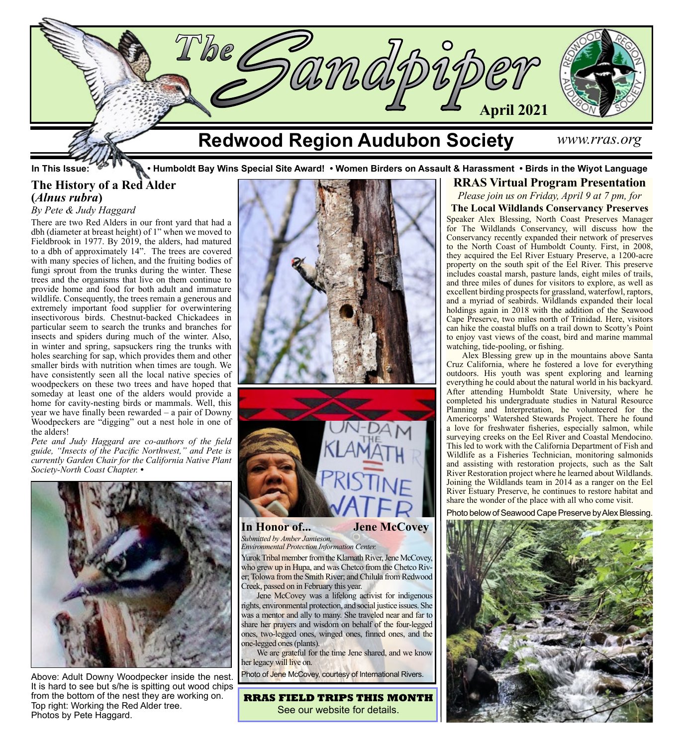# The Sandpiper

**April 2021**

## Redwood Region Audubon Society

*www.rras.org*

**In This Issue:** • **Humboldt Bay Wins Special Site Award!** • **Women Birders on Assault & Harassment** • **Birds in the Wiyot Language**

## The History of a Red Alder (*Alnus rubra*)

*By Pete & Judy Haggard*

There are two Red Alders in our front yard that had a dbh (diameter at breast height) of 1" when we moved to Fieldbrook in 1977. By 2019, the alders, had matured to a dbh of approximately 14". The trees are covered with many species of lichen, and the fruiting bodies of fungi sprout from the trunks during the winter. These trees and the organisms that live on them continue to provide home and food for both adult and immature wildlife. Consequently, the trees remain a generous and extremely important food supplier for overwintering insectivorous birds. Chestnut-backed Chickadees in particular seem to search the trunks and branches for insects and spiders during much of the winter. Also, in winter and spring, sapsuckers ring the trunks with holes searching for sap, which provides them and other smaller birds with nutrition when times are tough. We have consistently seen all the local native species of woodpeckers on these two trees and have hoped that someday at least one of the alders would provide a home for cavity-nesting birds or mammals. Well, this year we have finally been rewarded – a pair of Downy Woodpeckers are "digging" out a nest hole in one of the alders!

*Pete and Judy Haggard are co-authors of the field guide, "Insects of the Pacific Northwest," and Pete is currently Garden Chair for the California Native Plant Society-North Coast Chapter.* •

Above: Adult Downy Woodpecker inside the nest. It is hard to see but s/he is spitting out wood chips from the bottom of the nest they are working on. Top right: Working the Red Alder tree. Photos by Pete Haggard.

## In Honor of... Jene McCovey

*Submitted by Amber Jamieson, Environmental Protection Information Center.*

Yurok Tribal member from the Klamath River, Jene McCovey, who grew up in Hupa, and was Chetco from the Chetco River; Tolowa from the Smith River; and Chilula from Redwood Creek, passed on in February this year.

Jene McCovey was a lifelong activist for indigenous rights, environmental protection, and social justice issues. She was a mentor and ally to many. She traveled near and far to share her prayers and wisdom on behalf of the four-legged ones, two-legged ones, winged ones, finned ones, and the one-legged ones (plants).

We are grateful for the time Jene shared, and we know her legacy will live on.

Photo of Jene McCovey, courtesy of International Rivers.

**RRAS FIELD TRIPS THIS MONTH**
See our website for details.

## RRAS Virtual Program Presentation

*Please join us on Friday, April 9 at 7 pm, for*

**The Local Wildlands Conservancy Preserves**

Speaker Alex Blessing, North Coast Preserves Manager for The Wildlands Conservancy, will discuss how the Conservancy recently expanded their network of preserves to the North Coast of Humboldt County. First, in 2008, they acquired the Eel River Estuary Preserve, a 1200-acre property on the south spit of the Eel River. This preserve includes coastal marsh, pasture lands, eight miles of trails, and three miles of dunes for visitors to explore, as well as excellent birding prospects for grassland, waterfowl, raptors, and a myriad of seabirds. Wildlands expanded their local holdings again in 2018 with the addition of the Seawood Cape Preserve, two miles north of Trinidad. Here, visitors can hike the coastal bluffs on a trail down to Scotty's Point to enjoy vast views of the coast, bird and marine mammal watching, tide-pooling, or fishing.

Alex Blessing grew up in the mountains above Santa Cruz California, where he fostered a love for everything outdoors. His youth was spent exploring and learning everything he could about the natural world in his backyard. After attending Humboldt State University, where he completed his undergraduate studies in Natural Resource Planning and Interpretation, he volunteered for the Americorps' Watershed Stewards Project. There he found a love for freshwater fisheries, especially salmon, while surveying creeks on the Eel River and Coastal Mendocino. This led to work with the California Department of Fish and Wildlife as a Fisheries Technician, monitoring salmonids and assisting with restoration projects, such as the Salt River Restoration project where he learned about Wildlands. Joining the Wildlands team in 2014 as a ranger on the Eel River Estuary Preserve, he continues to restore habitat and share the wonder of the place with all who come visit.

Photo below of Seawood Cape Preserve by Alex Blessing.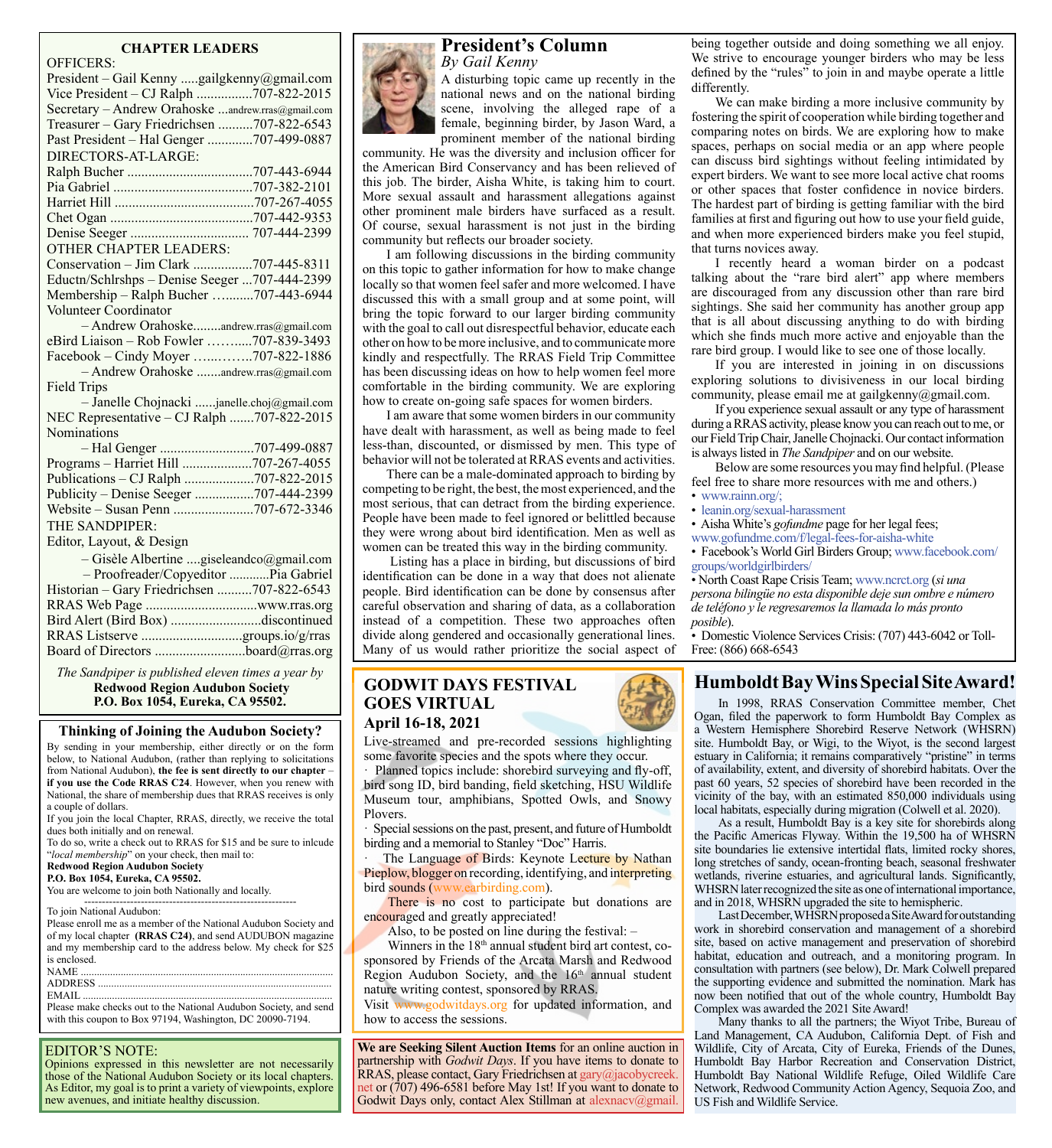## CHAPTER LEADERS

OFFICERS:

President – Gail Kenny .....gailgkenny@gmail.com
Vice President – CJ Ralph ................707-822-2015
Secretary – Andrew Orahoske ...andrew.rras@gmail.com
Treasurer – Gary Friedrichsen ..........707-822-6543
Past President – Hal Genger ............707-499-0887

DIRECTORS-AT-LARGE:

Ralph Bucher ...................................707-443-6944
Pia Gabriel ........................................707-382-2101
Harriet Hill ........................................707-267-4055
Chet Ogan .........................................707-442-9353
Denise Seeger .................................. 707-444-2399

OTHER CHAPTER LEADERS:

Conservation – Jim Clark .................707-445-8311
Eductn/Schlrshps – Denise Seeger ...707-444-2399
Membership – Ralph Bucher …..........707-443-6944
Volunteer Coordinator
– Andrew Orahoske........andrew.rras@gmail.com
eBird Liaison – Rob Fowler ……......707-839-3493
Facebook – Cindy Moyer …...……..707-822-1886
– Andrew Orahoske .......andrew.rras@gmail.com
Field Trips
– Janelle Chojnacki ......janelle.choj@gmail.com
NEC Representative – CJ Ralph .......707-822-2015
Nominations
– Hal Genger ...........................707-499-0887
Programs – Harriet Hill ....................707-267-4055
Publications – CJ Ralph ....................707-822-2015
Publicity – Denise Seeger .................707-444-2399
Website – Susan Penn .......................707-672-3346

THE SANDPIPER:

Editor, Layout, & Design
– Gisèle Albertine ....giseleandco@gmail.com
– Proofreader/Copyeditor ............Pia Gabriel
Historian – Gary Friedrichsen ..........707-822-6543
RRAS Web Page ................................www.rras.org
Bird Alert (Bird Box) ..........................discontinued
RRAS Listserve .............................groups.io/g/rras
Board of Directors ..........................board@rras.org

*The Sandpiper is published eleven times a year by*
**Redwood Region Audubon Society**
**P.O. Box 1054, Eureka, CA 95502.**

### Thinking of Joining the Audubon Society?

By sending in your membership, either directly or on the form below, to National Audubon, (rather than replying to solicitations from National Audubon), **the fee is sent directly to our chapter – if you use the Code RRAS C24**. However, when you renew with National, the share of membership dues that RRAS receives is only a couple of dollars.

If you join the local Chapter, RRAS, directly, we receive the total dues both initially and on renewal.

To do so, write a check out to RRAS for $15 and be sure to inlcude "*local membership*" on your check, then mail to:
**Redwood Region Audubon Society**
**P.O. Box 1054, Eureka, CA 95502.**
You are welcome to join both Nationally and locally.

---

To join National Audubon:
Please enroll me as a member of the National Audubon Society and of my local chapter **(RRAS C24)**, and send AUDUBON magazine and my membership card to the address below. My check for $25 is enclosed.

NAME ..........................................................................................
ADDRESS ....................................................................................
EMAIL .........................................................................................

Please make checks out to the National Audubon Society, and send with this coupon to Box 97194, Washington, DC 20090-7194.

### EDITOR'S NOTE:

Opinions expressed in this newsletter are not necessarily those of the National Audubon Society or its local chapters. As Editor, my goal is to print a variety of viewpoints, explore new avenues, and initiate healthy discussion.

## President's Column

*By Gail Kenny*

A disturbing topic came up recently in the national news and on the national birding scene, involving the alleged rape of a female, beginning birder, by Jason Ward, a prominent member of the national birding community. He was the diversity and inclusion officer for the American Bird Conservancy and has been relieved of this job. The birder, Aisha White, is taking him to court. More sexual assault and harassment allegations against other prominent male birders have surfaced as a result. Of course, sexual harassment is not just in the birding community but reflects our broader society.

I am following discussions in the birding community on this topic to gather information for how to make change locally so that women feel safer and more welcomed. I have discussed this with a small group and at some point, will bring the topic forward to our larger birding community with the goal to call out disrespectful behavior, educate each other on how to be more inclusive, and to communicate more kindly and respectfully. The RRAS Field Trip Committee has been discussing ideas on how to help women feel more comfortable in the birding community. We are exploring how to create on-going safe spaces for women birders.

I am aware that some women birders in our community have dealt with harassment, as well as being made to feel less-than, discounted, or dismissed by men. This type of behavior will not be tolerated at RRAS events and activities.

There can be a male-dominated approach to birding by competing to be right, the best, the most experienced, and the most serious, that can detract from the birding experience. People have been made to feel ignored or belittled because they were wrong about bird identification. Men as well as women can be treated this way in the birding community.

Listing has a place in birding, but discussions of bird identification can be done in a way that does not alienate people. Bird identification can be done by consensus after careful observation and sharing of data, as a collaboration instead of a competition. These two approaches often divide along gendered and occasionally generational lines. Many of us would rather prioritize the social aspect of being together outside and doing something we all enjoy. We strive to encourage younger birders who may be less defined by the "rules" to join in and maybe operate a little differently.

We can make birding a more inclusive community by fostering the spirit of cooperation while birding together and comparing notes on birds. We are exploring how to make spaces, perhaps on social media or an app where people can discuss bird sightings without feeling intimidated by expert birders. We want to see more local active chat rooms or other spaces that foster confidence in novice birders. The hardest part of birding is getting familiar with the bird families at first and figuring out how to use your field guide, and when more experienced birders make you feel stupid, that turns novices away.

I recently heard a woman birder on a podcast talking about the "rare bird alert" app where members are discouraged from any discussion other than rare bird sightings. She said her community has another group app that is all about discussing anything to do with birding which she finds much more active and enjoyable than the rare bird group. I would like to see one of those locally.

If you are interested in joining in on discussions exploring solutions to divisiveness in our local birding community, please email me at gailgkenny@gmail.com.

If you experience sexual assault or any type of harassment during a RRAS activity, please know you can reach out to me, or our Field Trip Chair, Janelle Chojnacki. Our contact information is always listed in *The Sandpiper* and on our website.

Below are some resources you may find helpful. (Please feel free to share more resources with me and others.)

- www.rainn.org/;
- leanin.org/sexual-harassment
- Aisha White's *gofundme* page for her legal fees; www.gofundme.com/f/legal-fees-for-aisha-white
- Facebook's World Girl Birders Group; www.facebook.com/groups/worldgirlbirders/
- North Coast Rape Crisis Team; www.ncrct.org (*si una persona bilingüe no esta disponible deje sun ombre e número de teléfono y le regresaremos la llamada lo más pronto posible*).
- Domestic Violence Services Crisis: (707) 443-6042 or Toll-Free: (866) 668-6543

## GODWIT DAYS FESTIVAL GOES VIRTUAL

### April 16-18, 2021

Live-streamed and pre-recorded sessions highlighting some favorite species and the spots where they occur.

· Planned topics include: shorebird surveying and fly-off, bird song ID, bird banding, field sketching, HSU Wildlife Museum tour, amphibians, Spotted Owls, and Snowy Plovers.

· Special sessions on the past, present, and future of Humboldt birding and a memorial to Stanley "Doc" Harris.

· The Language of Birds: Keynote Lecture by Nathan Pieplow, blogger on recording, identifying, and interpreting bird sounds (www.earbirding.com).

There is no cost to participate but donations are encouraged and greatly appreciated!

Also, to be posted on line during the festival: –

Winners in the 18th annual student bird art contest, co-sponsored by Friends of the Arcata Marsh and Redwood Region Audubon Society, and the 16th annual student nature writing contest, sponsored by RRAS.

Visit www.godwitdays.org for updated information, and how to access the sessions.

**We are Seeking Silent Auction Items** for an online auction in partnership with *Godwit Days*. If you have items to donate to RRAS, please contact, Gary Friedrichsen at gary@jacobycreek.net or (707) 496-6581 before May 1st! If you want to donate to Godwit Days only, contact Alex Stillman at alexnacv@gmail.

## Humboldt Bay Wins Special Site Award!

In 1998, RRAS Conservation Committee member, Chet Ogan, filed the paperwork to form Humboldt Bay Complex as a Western Hemisphere Shorebird Reserve Network (WHSRN) site. Humboldt Bay, or Wigi, to the Wiyot, is the second largest estuary in California; it remains comparatively "pristine" in terms of availability, extent, and diversity of shorebird habitats. Over the past 60 years, 52 species of shorebird have been recorded in the vicinity of the bay, with an estimated 850,000 individuals using local habitats, especially during migration (Colwell et al. 2020).

As a result, Humboldt Bay is a key site for shorebirds along the Pacific Americas Flyway. Within the 19,500 ha of WHSRN site boundaries lie extensive intertidal flats, limited rocky shores, long stretches of sandy, ocean-fronting beach, seasonal freshwater wetlands, riverine estuaries, and agricultural lands. Significantly, WHSRN later recognized the site as one of international importance, and in 2018, WHSRN upgraded the site to hemispheric.

Last December, WHSRN proposed a Site Award for outstanding work in shorebird conservation and management of a shorebird site, based on active management and preservation of shorebird habitat, education and outreach, and a monitoring program. In consultation with partners (see below), Dr. Mark Colwell prepared the supporting evidence and submitted the nomination. Mark has now been notified that out of the whole country, Humboldt Bay Complex was awarded the 2021 Site Award!

Many thanks to all the partners; the Wiyot Tribe, Bureau of Land Management, CA Audubon, California Dept. of Fish and Wildlife, City of Arcata, City of Eureka, Friends of the Dunes, Humboldt Bay Harbor Recreation and Conservation District, Humboldt Bay National Wildlife Refuge, Oiled Wildlife Care Network, Redwood Community Action Agency, Sequoia Zoo, and US Fish and Wildlife Service.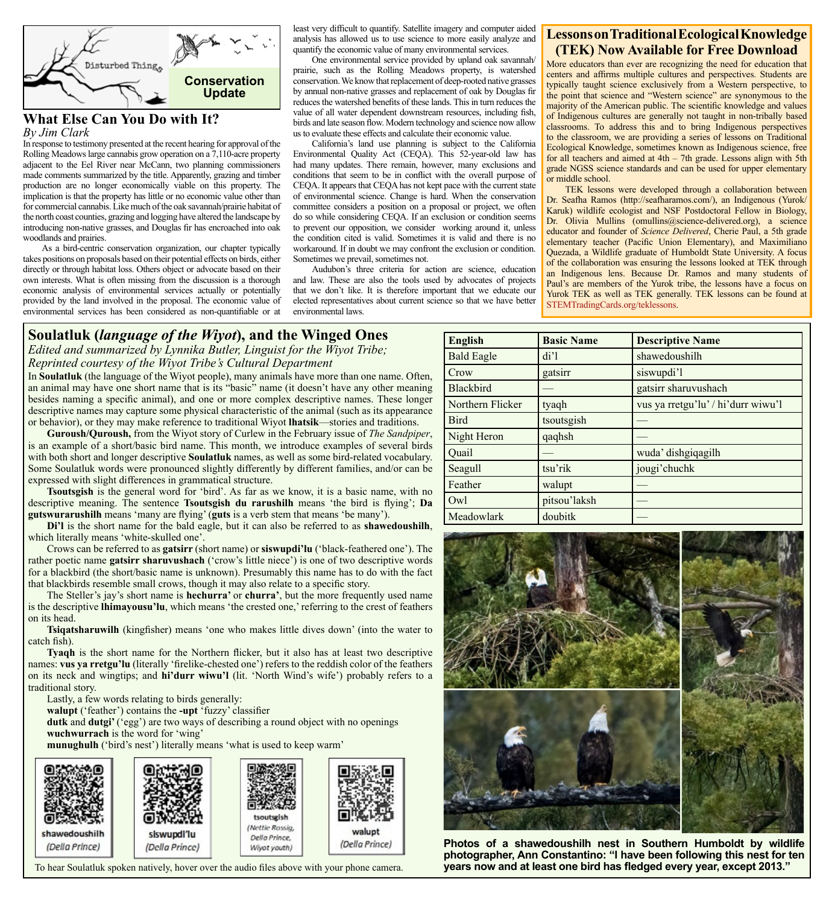Conservation Update

## What Else Can You Do with It?

*By Jim Clark*

In response to testimony presented at the recent hearing for approval of the Rolling Meadows large cannabis grow operation on a 7,110-acre property adjacent to the Eel River near McCann, two planning commissioners made comments summarized by the title. Apparently, grazing and timber production are no longer economically viable on this property. The implication is that the property has little or no economic value other than for commercial cannabis. Like much of the oak savannah/prairie habitat of the north coast counties, grazing and logging have altered the landscape by introducing non-native grasses, and Douglas fir has encroached into oak woodlands and prairies.

As a bird-centric conservation organization, our chapter typically takes positions on proposals based on their potential effects on birds, either directly or through habitat loss. Others object or advocate based on their own interests. What is often missing from the discussion is a thorough economic analysis of environmental services actually or potentially provided by the land involved in the proposal. The economic value of environmental services has been considered as non-quantifiable or at least very difficult to quantify. Satellite imagery and computer aided analysis has allowed us to use science to more easily analyze and quantify the economic value of many environmental services.

One environmental service provided by upland oak savannah/prairie, such as the Rolling Meadows property, is watershed conservation. We know that replacement of deep-rooted native grasses by annual non-native grasses and replacement of oak by Douglas fir reduces the watershed benefits of these lands. This in turn reduces the value of all water dependent downstream resources, including fish, birds and late season flow. Modern technology and science now allow us to evaluate these effects and calculate their economic value.

California's land use planning is subject to the California Environmental Quality Act (CEQA). This 52-year-old law has had many updates. There remain, however, many exclusions and conditions that seem to be in conflict with the overall purpose of CEQA. It appears that CEQA has not kept pace with the current state of environmental science. Change is hard. When the conservation committee considers a position on a proposal or project, we often do so while considering CEQA. If an exclusion or condition seems to prevent our opposition, we consider working around it, unless the condition cited is valid. Sometimes it is valid and there is no workaround. If in doubt we may confront the exclusion or condition. Sometimes we prevail, sometimes not.

Audubon's three criteria for action are science, education and law. These are also the tools used by advocates of projects that we don't like. It is therefore important that we educate our elected representatives about current science so that we have better environmental laws.

## Lessons on Traditional Ecological Knowledge (TEK) Now Available for Free Download

More educators than ever are recognizing the need for education that centers and affirms multiple cultures and perspectives. Students are typically taught science exclusively from a Western perspective, to the point that science and "Western science" are synonymous to the majority of the American public. The scientific knowledge and values of Indigenous cultures are generally not taught in non-tribally based classrooms. To address this and to bring Indigenous perspectives to the classroom, we are providing a series of lessons on Traditional Ecological Knowledge, sometimes known as Indigenous science, free for all teachers and aimed at 4th – 7th grade. Lessons align with 5th grade NGSS science standards and can be used for upper elementary or middle school.

TEK lessons were developed through a collaboration between Dr. Seafha Ramos (http://seafharamos.com/), an Indigenous (Yurok/Karuk) wildlife ecologist and NSF Postdoctoral Fellow in Biology, Dr. Olivia Mullins (omullins@science-delivered.org), a science educator and founder of *Science Delivered*, Cherie Paul, a 5th grade elementary teacher (Pacific Union Elementary), and Maximiliano Quezada, a Wildlife graduate of Humboldt State University. A focus of the collaboration was ensuring the lessons looked at TEK through an Indigenous lens. Because Dr. Ramos and many students of Paul's are members of the Yurok tribe, the lessons have a focus on Yurok TEK as well as TEK generally. TEK lessons can be found at STEMTradingCards.org/teklessons.

## Soulatluk (*language of the Wiyot*), and the Winged Ones

*Edited and summarized by Lynnika Butler, Linguist for the Wiyot Tribe; Reprinted courtesy of the Wiyot Tribe's Cultural Department*

In **Soulatluk** (the language of the Wiyot people), many animals have more than one name. Often, an animal may have one short name that is its "basic" name (it doesn't have any other meaning besides naming a specific animal), and one or more complex descriptive names. These longer descriptive names may capture some physical characteristic of the animal (such as its appearance or behavior), or they may make reference to traditional Wiyot **lhatsik**—stories and traditions.

**Guroush/Quroush,** from the Wiyot story of Curlew in the February issue of *The Sandpiper*, is an example of a short/basic bird name. This month, we introduce examples of several birds with both short and longer descriptive **Soulatluk** names, as well as some bird-related vocabulary. Some Soulatluk words were pronounced slightly differently by different families, and/or can be expressed with slight differences in grammatical structure.

**Tsoutsgish** is the general word for 'bird'. As far as we know, it is a basic name, with no descriptive meaning. The sentence **Tsoutsgish du rarushilh** means 'the bird is flying'; **Da gutswurarushilh** means 'many are flying' (**guts** is a verb stem that means 'be many').

**Di'l** is the short name for the bald eagle, but it can also be referred to as **shawedoushilh**, which literally means 'white-skulled one'.

Crows can be referred to as **gatsirr** (short name) or **siswupdi'lu** ('black-feathered one'). The rather poetic name **gatsirr sharuvushach** ('crow's little niece') is one of two descriptive words for a blackbird (the short/basic name is unknown). Presumably this name has to do with the fact that blackbirds resemble small crows, though it may also relate to a specific story.

The Steller's jay's short name is **hechurra'** or **churra'**, but the more frequently used name is the descriptive **lhimayousu'lu**, which means 'the crested one,' referring to the crest of feathers on its head.

**Tsiqatsharuwilh** (kingfisher) means 'one who makes little dives down' (into the water to catch fish).

**Tyaqh** is the short name for the Northern flicker, but it also has at least two descriptive names: **vus ya rretgu'lu** (literally 'firelike-chested one') refers to the reddish color of the feathers on its neck and wingtips; and **hi'durr wiwu'l** (lit. 'North Wind's wife') probably refers to a traditional story.

Lastly, a few words relating to birds generally:

**walupt** ('feather') contains the **-upt** 'fuzzy' classifier

**dutk** and **dutgi'** ('egg') are two ways of describing a round object with no openings

**wuchwurrach** is the word for 'wing'

**munughulh** ('bird's nest') literally means 'what is used to keep warm'

shawedoushilh (Della Prince) | siswupdi'lu (Della Prince) | tsoutsgish (Nettie Rossig, Della Prince, Wiyot youth) | walupt (Della Prince)

To hear Soulatluk spoken natively, hover over the audio files above with your phone camera.

| English | Basic Name | Descriptive Name |
|---|---|---|
| Bald Eagle | di'l | shawedoushilh |
| Crow | gatsirr | siswupdi'l |
| Blackbird | — | gatsirr sharuvushach |
| Northern Flicker | tyaqh | vus ya rretgu'lu' / hi'durr wiwu'l |
| Bird | tsoutsgish | — |
| Night Heron | qaqhsh | — |
| Quail | — | wuda' dishgiqagilh |
| Seagull | tsu'rik | jougi'chuchk |
| Feather | walupt | — |
| Owl | pitsou'laksh | — |
| Meadowlark | doubitk | — |

**Photos of a shawedoushilh nest in Southern Humboldt by wildlife photographer, Ann Constantino: "I have been following this nest for ten years now and at least one bird has fledged every year, except 2013."**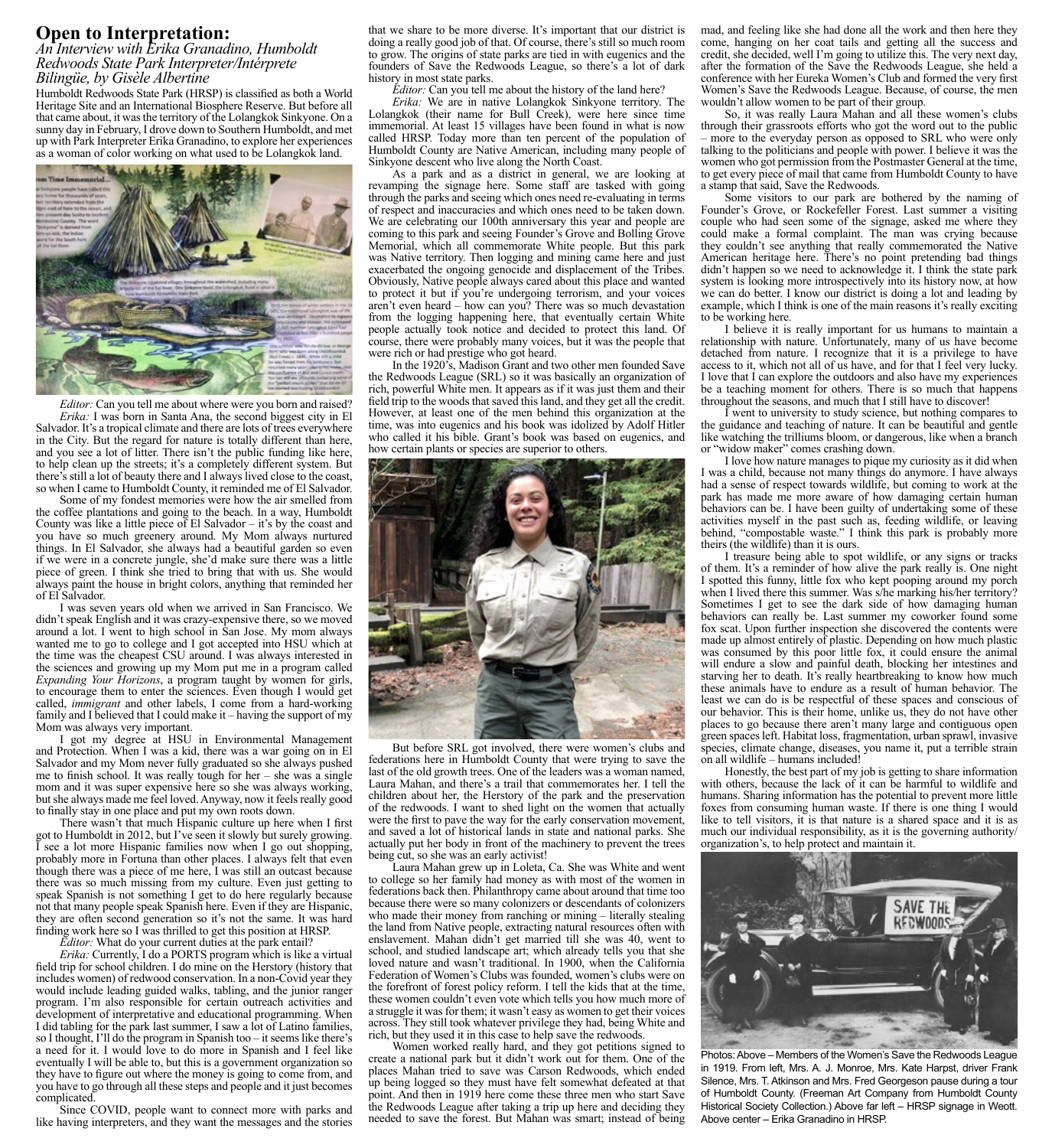# Open to Interpretation:

*An Interview with Erika Granadino, Humboldt Redwoods State Park Interpreter/Intérprete Bilingüe, by Gisèle Albertine*

Humboldt Redwoods State Park (HRSP) is classified as both a World Heritage Site and an International Biosphere Reserve. But before all that came about, it was the territory of the Lolangkok Sinkyone. On a sunny day in February, I drove down to Southern Humboldt, and met up with Park Interpreter Erika Granadino, to explore her experiences as a woman of color working on what used to be Lolangkok land.

*Editor:* Can you tell me about where were you born and raised?

*Erika:* I was born in Santa Ana, the second biggest city in El Salvador. It's a tropical climate and there are lots of trees everywhere in the City. But the regard for nature is totally different than here, and you see a lot of litter. There isn't the public funding like here, to help clean up the streets; it's a completely different system. But there's still a lot of beauty there and I always lived close to the coast, so when I came to Humboldt County, it reminded me of El Salvador.

Some of my fondest memories were how the air smelled from the coffee plantations and going to the beach. In a way, Humboldt County was like a little piece of El Salvador – it's by the coast and you have so much greenery around. My Mom always nurtured things. In El Salvador, she always had a beautiful garden so even if we were in a concrete jungle, she'd make sure there was a little piece of green. I think she tried to bring that with us. She would always paint the house in bright colors, anything that reminded her of El Salvador.

I was seven years old when we arrived in San Francisco. We didn't speak English and it was crazy-expensive there, so we moved around a lot. I went to high school in San Jose. My mom always wanted me to go to college and I got accepted into HSU which at the time was the cheapest CSU around. I was always interested in the sciences and growing up my Mom put me in a program called *Expanding Your Horizons*, a program taught by women for girls, to encourage them to enter the sciences. Even though I would get called, *immigrant* and other labels, I come from a hard-working family and I believed that I could make it – having the support of my Mom was always very important.

I got my degree at HSU in Environmental Management and Protection. When I was a kid, there was a war going on in El Salvador and my Mom never fully graduated so she always pushed me to finish school. It was really tough for her – she was a single mom and it was super expensive here so she was always working, but she always made me feel loved. Anyway, now it feels really good to finally stay in one place and put my own roots down.

There wasn't that much Hispanic culture up here when I first got to Humboldt in 2012, but I've seen it slowly but surely growing. I see a lot more Hispanic families now when I go out shopping, probably more in Fortuna than other places. I always felt that even though there was a piece of me here, I was still an outcast because there was so much missing from my culture. Even just getting to speak Spanish is not something I get to do here regularly because not that many people speak Spanish here. Even if they are Hispanic, they are often second generation so it's not the same. It was hard finding work here so I was thrilled to get this position at HRSP.

*Editor:* What do your current duties at the park entail?

*Erika:* Currently, I do a PORTS program which is like a virtual field trip for school children. I do mine on the Herstory (history that includes women) of redwood conservation. In a non-Covid year they would include leading guided walks, tabling, and the junior ranger program. I'm also responsible for certain outreach activities and development of interpretative and educational programming. When I did tabling for the park last summer, I saw a lot of Latino families, so I thought, I'll do the program in Spanish too – it seems like there's a need for it. I would love to do more in Spanish and I feel like eventually I will be able to, but this is a government organization so they have to figure out where the money is going to come from, and you have to go through all these steps and people and it just becomes complicated.

Since COVID, people want to connect more with parks and like having interpreters, and they want the messages and the stories that we share to be more diverse. It's important that our district is doing a really good job of that. Of course, there's still so much room to grow. The origins of state parks are tied in with eugenics and the founders of Save The Redwoods League, so there's a lot of dark history in most state parks.

*Editor:* Can you tell me about the history of the land here?

*Erika:* We are in native Lolangkok Sinkyone territory. The Lolangkok (their name for Bull Creek), were here since time immemorial. At least 15 villages have been found in what is now called HRSP. Today more than ten percent of the population of Humboldt County are Native American, including many people of Sinkyone descent who live along the North Coast.

As a park and as a district in general, we are looking at revamping the signage here. Some staff are tasked with going through the parks and seeing which ones need re-evaluating in terms of respect and inaccuracies and which ones need to be taken down. We are celebrating our 100th anniversary this year and people are coming to this park and seeing Founder's Grove and Bolling Grove Memorial, which all commemorate White people. But this park was Native territory. Then logging and mining came here and just exacerbated the ongoing genocide and displacement of the Tribes. Obviously, Native people always cared about this place and wanted to protect it but if you're undergoing terrorism, and your voices aren't even heard – how can you? There was so much devastation from the logging happening here, that eventually certain White people actually took notice and decided to protect this land. Of course, there were probably many voices, but it was the people that were rich or had prestige who got heard.

In the 1920's, Madison Grant and two other men founded Save the Redwoods League (SRL) so it was basically an organization of rich, powerful White men. It appears as if it was just them and their field trip to the woods that saved this land, and they get all the credit. However, at least one of the men behind this organization at the time, was into eugenics and his book was idolized by Adolf Hitler who called it his bible. Grant's book was based on eugenics, and how certain plants or species are superior to others.

But before SRL got involved, there were women's clubs and federations here in Humboldt County that were trying to save the last of the old growth trees. One of the leaders was a woman named, Laura Mahan, and there's a trail that commemorates her. I tell the children about her, the Herstory of the park and the preservation of the redwoods. I want to shed light on the women that actually were the first to pave the way for the early conservation movement, and saved a lot of historical lands in state and national parks. She actually put her body in front of the machinery to prevent the trees being cut, so she was an early activist!

Laura Mahan grew up in Loleta, Ca. She was White and went to college so her family had money as with most of the women in federations back then. Philanthropy came about around that time too because there were so many colonizers or descendants of colonizers who made their money from ranching or mining – literally stealing the land from Native people, extracting natural resources often with enslavement. Mahan didn't get married till she was 40, went to school, and studied landscape art; which already tells you that she loved nature and wasn't traditional. In 1900, when the California Federation of Women's Clubs was founded, women's clubs were on the forefront of forest policy reform. I tell the kids that at the time, these women couldn't even vote which tells you how much more of a struggle it was for them; it wasn't easy as women to get their voices across. They still took whatever privilege they had, being White and rich, but they used it in this case to help save the redwoods.

Women worked really hard, and they got petitions signed to create a national park but it didn't work out for them. One of the places Mahan tried to save was Carson Redwoods, which ended up being logged so they must have felt somewhat defeated at that point. And then in 1919 here come these three men who start Save the Redwoods League after taking a trip up here and deciding they needed to save the forest. But Mahan was smart; instead of being mad, and feeling like she had done all the work and then here they come, hanging on her coat tails and getting all the success and credit, she decided, well I'm going to utilize this. The very next day, after the formation of the Save the Redwoods League, she held a conference with her Eureka Women's Club and formed the very first Women's Save the Redwoods League. Because, of course, the men wouldn't allow women to be part of their group.

So, it was really Laura Mahan and all these women's clubs through their grassroots efforts who got the word out to the public – more to the everyday person as opposed to SRL who were only talking to the politicians and people with power. I believe it was the women who got permission from the Postmaster General at the time, to get every piece of mail that came from Humboldt County to have a stamp that said, Save the Redwoods.

Some visitors to our park are bothered by the naming of Founder's Grove, or Rockefeller Forest. Last summer a visiting couple who had seen some of the signage, asked me where they could make a formal complaint. The man was crying because they couldn't see anything that really commemorated the Native American heritage here. There's no point pretending bad things didn't happen so we need to acknowledge it. I think the state park system is looking more introspectively into its history now, at how we can do better. I know our district is doing a lot and leading by example, which I think is one of the main reasons it's really exciting to be working here.

I believe it is really important for us humans to maintain a relationship with nature. Unfortunately, many of us have become detached from nature. I recognize that it is a privilege to have access to it, which not all of us have, and for that I feel very lucky. I love that I can explore the outdoors and also have my experiences be a teaching moment for others. There is so much that happens throughout the seasons, and much that I still have to discover!

I went to university to study science, but nothing compares to the guidance and teaching of nature. It can be beautiful and gentle like watching the trilliums bloom, or dangerous, like when a branch or "widow maker" comes crashing down.

I love how nature manages to pique my curiosity as it did when I was a child, because not many things do anymore. I have always had a sense of respect towards wildlife, but coming to work at the park has made me more aware of how damaging certain human behaviors can be. I have been guilty of undertaking some of these activities myself in the past such as, feeding wildlife, or leaving behind, "compostable waste." I think this park is probably more theirs (the wildlife) than it is ours.

I treasure being able to spot wildlife, or any signs or tracks of them. It's a reminder of how alive the park really is. One night I spotted this funny, little fox who kept pooping around my porch when I lived there this summer. Was s/he marking his/her territory? Sometimes I get to see the dark side of how damaging human behaviors can really be. Last summer my coworker found some fox scat. Upon further inspection she discovered the contents were made up almost entirely of plastic. Depending on how much plastic was consumed by this poor little fox, it could ensure the animal will endure a slow and painful death, blocking her intestines and starving her to death. It's really heartbreaking to know how much these animals have to endure as a result of human behavior. The least we can do is be respectful of these spaces and conscious of our behavior. This is their home, unlike us, they do not have other places to go because there aren't many large and contiguous open green spaces left. Habitat loss, fragmentation, urban sprawl, invasive species, climate change, diseases, you name it, put a terrible strain on all wildlife – humans included!

Honestly, the best part of my job is getting to share information with others, because the lack of it can be harmful to wildlife and humans. Sharing information has the potential to prevent more little foxes from consuming human waste. If there is one thing I would like to tell visitors, it is that nature is a shared space and it is as much our individual responsibility, as it is the governing authority/organization's, to help protect and maintain it.

Photos: Above – Members of the Women's Save the Redwoods League in 1919. From left, Mrs. A. J. Monroe, Mrs. Kate Harpst, driver Frank Silence, Mrs. T. Atkinson and Mrs. Fred Georgeson pause during a tour of Humboldt County. (Freeman Art Company from Humboldt County Historical Society Collection.) Above far left – HRSP signage in Weott. Above center – Erika Granadino in HRSP.